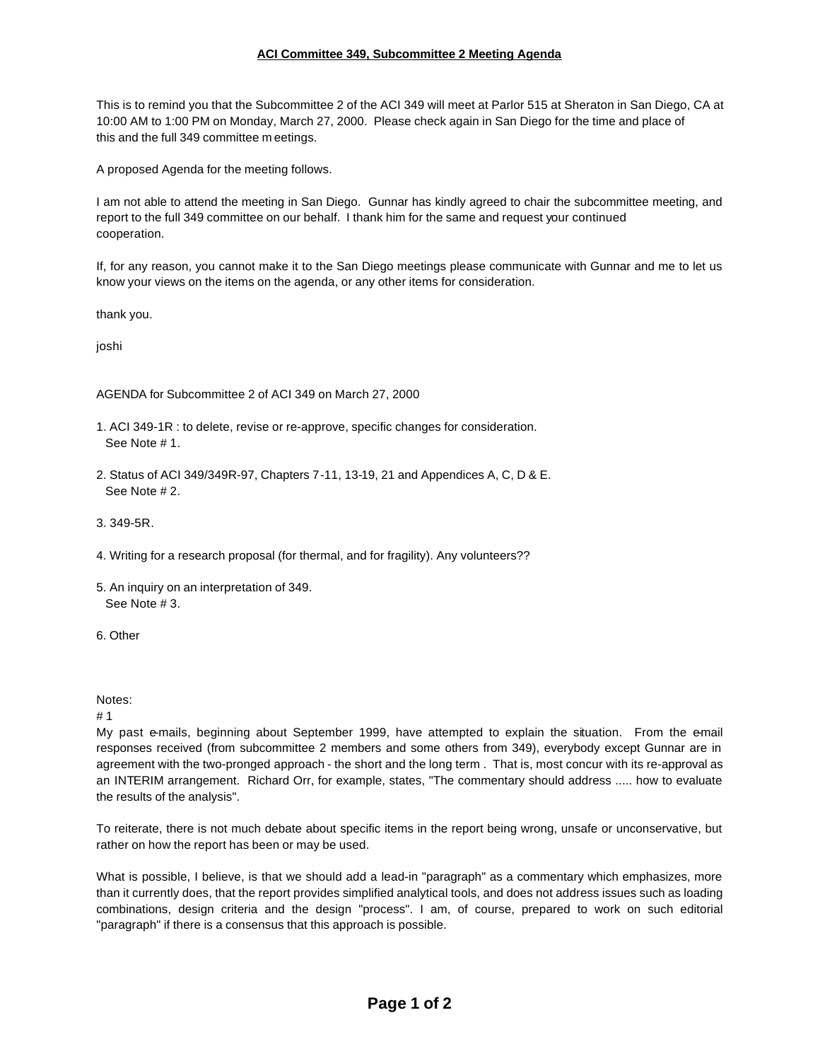# ACI Committee 349, Subcommittee 2 Meeting Agenda

This is to remind you that the Subcommittee 2 of the ACI 349 will meet at Parlor 515 at Sheraton in San Diego, CA at 10:00 AM to 1:00 PM on Monday, March 27, 2000. Please check again in San Diego for the time and place of this and the full 349 committee meetings.

A proposed Agenda for the meeting follows.

I am not able to attend the meeting in San Diego. Gunnar has kindly agreed to chair the subcommittee meeting, and report to the full 349 committee on our behalf. I thank him for the same and request your continued cooperation.

If, for any reason, you cannot make it to the San Diego meetings please communicate with Gunnar and me to let us know your views on the items on the agenda, or any other items for consideration.

thank you.

joshi

AGENDA for Subcommittee 2 of ACI 349 on March 27, 2000

1. ACI 349-1R : to delete, revise or re-approve, specific changes for consideration.
   See Note # 1.

2. Status of ACI 349/349R-97, Chapters 7-11, 13-19, 21 and Appendices A, C, D & E.
   See Note # 2.

3. 349-5R.

4. Writing for a research proposal (for thermal, and for fragility). Any volunteers??

5. An inquiry on an interpretation of 349.
   See Note # 3.

6. Other

Notes:

# 1

My past e-mails, beginning about September 1999, have attempted to explain the situation. From the e-mail responses received (from subcommittee 2 members and some others from 349), everybody except Gunnar are in agreement with the two-pronged approach - the short and the long term . That is, most concur with its re-approval as an INTERIM arrangement. Richard Orr, for example, states, "The commentary should address ..... how to evaluate the results of the analysis".

To reiterate, there is not much debate about specific items in the report being wrong, unsafe or unconservative, but rather on how the report has been or may be used.

What is possible, I believe, is that we should add a lead-in "paragraph" as a commentary which emphasizes, more than it currently does, that the report provides simplified analytical tools, and does not address issues such as loading combinations, design criteria and the design "process". I am, of course, prepared to work on such editorial "paragraph" if there is a consensus that this approach is possible.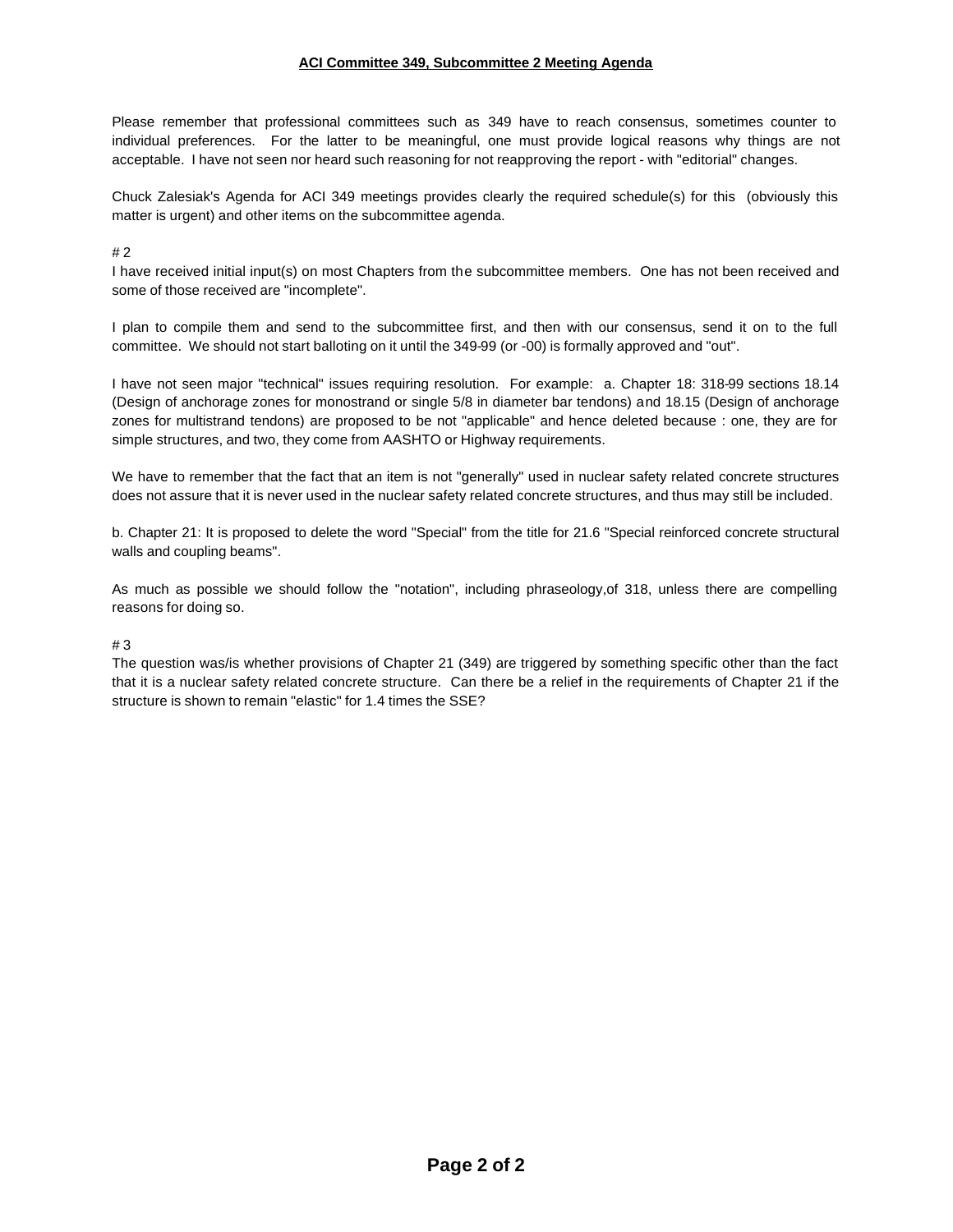**ACI Committee 349, Subcommittee 2 Meeting Agenda**

Please remember that professional committees such as 349 have to reach consensus, sometimes counter to individual preferences. For the latter to be meaningful, one must provide logical reasons why things are not acceptable. I have not seen nor heard such reasoning for not reapproving the report - with "editorial" changes.

Chuck Zalesiak's Agenda for ACI 349 meetings provides clearly the required schedule(s) for this (obviously this matter is urgent) and other items on the subcommittee agenda.

# 2

I have received initial input(s) on most Chapters from the subcommittee members. One has not been received and some of those received are "incomplete".

I plan to compile them and send to the subcommittee first, and then with our consensus, send it on to the full committee. We should not start balloting on it until the 349-99 (or -00) is formally approved and "out".

I have not seen major "technical" issues requiring resolution. For example: a. Chapter 18: 318-99 sections 18.14 (Design of anchorage zones for monostrand or single 5/8 in diameter bar tendons) and 18.15 (Design of anchorage zones for multistrand tendons) are proposed to be not "applicable" and hence deleted because : one, they are for simple structures, and two, they come from AASHTO or Highway requirements.

We have to remember that the fact that an item is not "generally" used in nuclear safety related concrete structures does not assure that it is never used in the nuclear safety related concrete structures, and thus may still be included.

b. Chapter 21: It is proposed to delete the word "Special" from the title for 21.6 "Special reinforced concrete structural walls and coupling beams".

As much as possible we should follow the "notation", including phraseology,of 318, unless there are compelling reasons for doing so.

# 3

The question was/is whether provisions of Chapter 21 (349) are triggered by something specific other than the fact that it is a nuclear safety related concrete structure. Can there be a relief in the requirements of Chapter 21 if the structure is shown to remain "elastic" for 1.4 times the SSE?